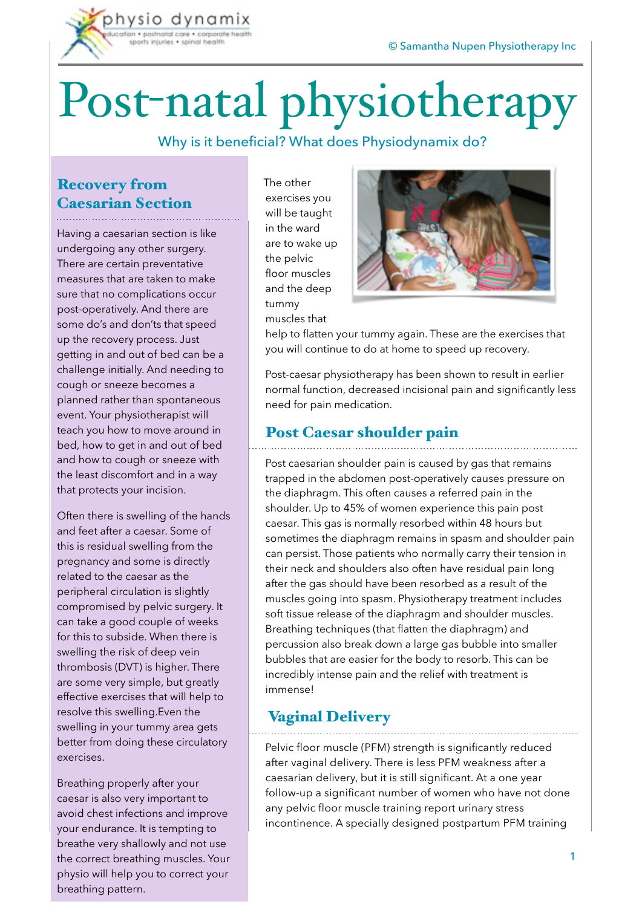# Post-natal physiotherapy

Why is it beneficial? What does Physiodynamix do?

## Recovery from Caesarian Section

Having a caesarian section is like undergoing any other surgery. There are certain preventative measures that are taken to make sure that no complications occur post-operatively. And there are some do's and don'ts that speed up the recovery process. Just getting in and out of bed can be a challenge initially. And needing to cough or sneeze becomes a planned rather than spontaneous event. Your physiotherapist will teach you how to move around in bed, how to get in and out of bed and how to cough or sneeze with the least discomfort and in a way that protects your incision.

Often there is swelling of the hands and feet after a caesar. Some of this is residual swelling from the pregnancy and some is directly related to the caesar as the peripheral circulation is slightly compromised by pelvic surgery. It can take a good couple of weeks for this to subside. When there is swelling the risk of deep vein thrombosis (DVT) is higher. There are some very simple, but greatly effective exercises that will help to resolve this swelling.Even the swelling in your tummy area gets better from doing these circulatory exercises.

Breathing properly after your caesar is also very important to avoid chest infections and improve your endurance. It is tempting to breathe very shallowly and not use the correct breathing muscles. Your physio will help you to correct your breathing pattern.

The other exercises you will be taught in the ward are to wake up the pelvic floor muscles and the deep tummy muscles that help to flatten your tummy again. These are the exercises that you will continue to do at home to speed up recovery.

Post-caesar physiotherapy has been shown to result in earlier normal function, decreased incisional pain and significantly less need for pain medication.

## Post Caesar shoulder pain

Post caesarian shoulder pain is caused by gas that remains trapped in the abdomen post-operatively causes pressure on the diaphragm. This often causes a referred pain in the shoulder. Up to 45% of women experience this pain post caesar. This gas is normally resorbed within 48 hours but sometimes the diaphragm remains in spasm and shoulder pain can persist. Those patients who normally carry their tension in their neck and shoulders also often have residual pain long after the gas should have been resorbed as a result of the muscles going into spasm. Physiotherapy treatment includes soft tissue release of the diaphragm and shoulder muscles. Breathing techniques (that flatten the diaphragm) and percussion also break down a large gas bubble into smaller bubbles that are easier for the body to resorb. This can be incredibly intense pain and the relief with treatment is immense!

## Vaginal Delivery

Pelvic floor muscle (PFM) strength is significantly reduced after vaginal delivery. There is less PFM weakness after a caesarian delivery, but it is still significant. At a one year follow-up a significant number of women who have not done any pelvic floor muscle training report urinary stress incontinence. A specially designed postpartum PFM training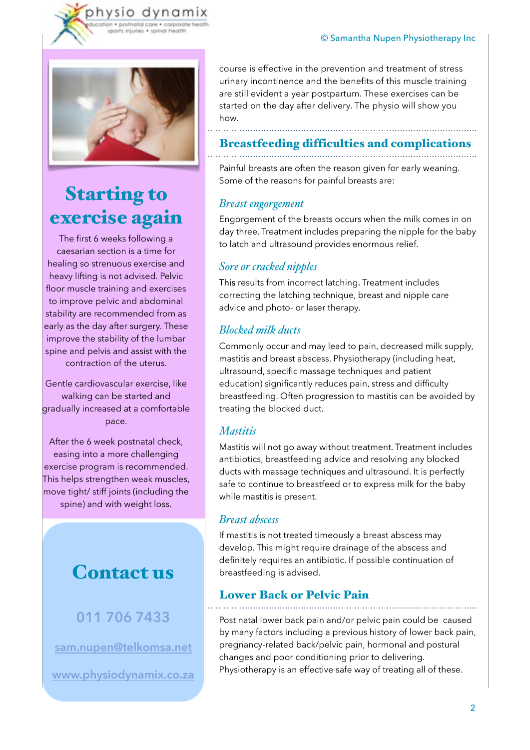## Starting to exercise again

The first 6 weeks following a caesarian section is a time for healing so strenuous exercise and heavy lifting is not advised. Pelvic floor muscle training and exercises to improve pelvic and abdominal stability are recommended from as early as the day after surgery. These improve the stability of the lumbar spine and pelvis and assist with the contraction of the uterus.

Gentle cardiovascular exercise, like walking can be started and gradually increased at a comfortable pace.

After the 6 week postnatal check, easing into a more challenging exercise program is recommended. This helps strengthen weak muscles, move tight/ stiff joints (including the spine) and with weight loss.

## Contact us

011 706 7433

sam.nupen@telkomsa.net

www.physiodynamix.co.za

course is effective in the prevention and treatment of stress urinary incontinence and the benefits of this muscle training are still evident a year postpartum. These exercises can be started on the day after delivery. The physio will show you how.

## Breastfeeding difficulties and complications

Painful breasts are often the reason given for early weaning. Some of the reasons for painful breasts are:

### *Breast engorgement*

Engorgement of the breasts occurs when the milk comes in on day three. Treatment includes preparing the nipple for the baby to latch and ultrasound provides enormous relief.

### *Sore or cracked nipples*

This results from incorrect latching. Treatment includes correcting the latching technique, breast and nipple care advice and photo- or laser therapy.

### *Blocked milk ducts*

Commonly occur and may lead to pain, decreased milk supply, mastitis and breast abscess. Physiotherapy (including heat, ultrasound, specific massage techniques and patient education) significantly reduces pain, stress and difficulty breastfeeding. Often progression to mastitis can be avoided by treating the blocked duct.

### *Mastitis*

Mastitis will not go away without treatment. Treatment includes antibiotics, breastfeeding advice and resolving any blocked ducts with massage techniques and ultrasound. It is perfectly safe to continue to breastfeed or to express milk for the baby while mastitis is present.

### *Breast abscess*

If mastitis is not treated timeously a breast abscess may develop. This might require drainage of the abscess and definitely requires an antibiotic. If possible continuation of breastfeeding is advised.

## Lower Back or Pelvic Pain

Post natal lower back pain and/or pelvic pain could be caused by many factors including a previous history of lower back pain, pregnancy-related back/pelvic pain, hormonal and postural changes and poor conditioning prior to delivering. Physiotherapy is an effective safe way of treating all of these.